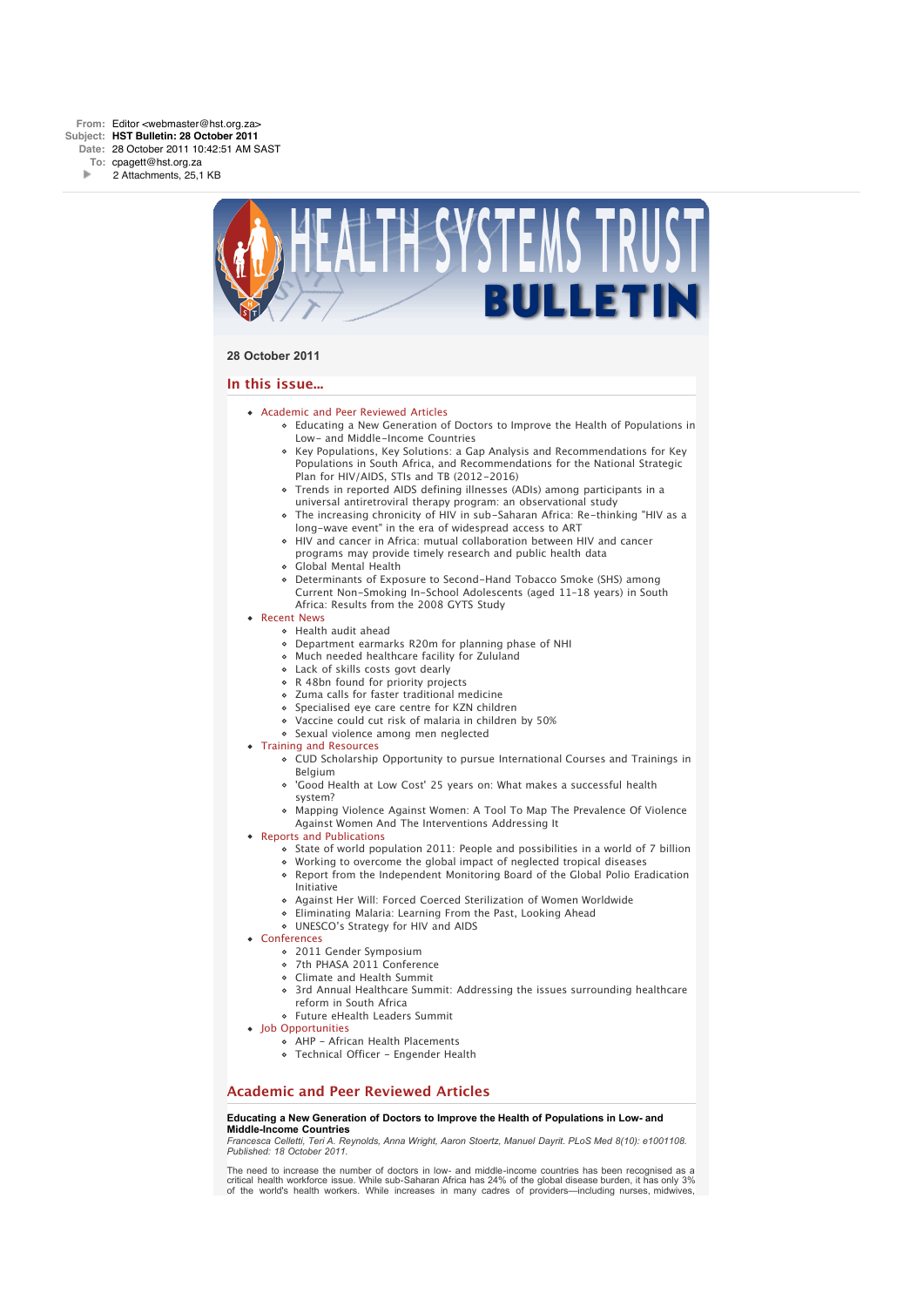**From:** Editor <webmaster@hst.org.za>
**Subject:** **HST Bulletin: 28 October 2011**
**Date:** 28 October 2011 10:42:51 AM SAST
**To:** cpagett@hst.org.za
2 Attachments, 25,1 KB

# HEALTH SYSTEMS TRUST BULLETIN

**28 October 2011**

## In this issue...

- Academic and Peer Reviewed Articles
  - Educating a New Generation of Doctors to Improve the Health of Populations in Low- and Middle-Income Countries
  - Key Populations, Key Solutions: a Gap Analysis and Recommendations for Key Populations in South Africa, and Recommendations for the National Strategic Plan for HIV/AIDS, STIs and TB (2012-2016)
  - Trends in reported AIDS defining illnesses (ADIs) among participants in a universal antiretroviral therapy program: an observational study
  - The increasing chronicity of HIV in sub-Saharan Africa: Re-thinking "HIV as a long-wave event" in the era of widespread access to ART
  - HIV and cancer in Africa: mutual collaboration between HIV and cancer programs may provide timely research and public health data
  - Global Mental Health
  - Determinants of Exposure to Second-Hand Tobacco Smoke (SHS) among Current Non-Smoking In-School Adolescents (aged 11-18 years) in South Africa: Results from the 2008 GYTS Study
- Recent News
  - Health audit ahead
  - Department earmarks R20m for planning phase of NHI
  - Much needed healthcare facility for Zululand
  - Lack of skills costs govt dearly
  - R 48bn found for priority projects
  - Zuma calls for faster traditional medicine
  - Specialised eye care centre for KZN children
  - Vaccine could cut risk of malaria in children by 50%
  - Sexual violence among men neglected
- Training and Resources
  - CUD Scholarship Opportunity to pursue International Courses and Trainings in Belgium
  - 'Good Health at Low Cost' 25 years on: What makes a successful health system?
  - Mapping Violence Against Women: A Tool To Map The Prevalence Of Violence Against Women And The Interventions Addressing It
- Reports and Publications
  - State of world population 2011: People and possibilities in a world of 7 billion
  - Working to overcome the global impact of neglected tropical diseases
  - Report from the Independent Monitoring Board of the Global Polio Eradication Initiative
  - Against Her Will: Forced Coerced Sterilization of Women Worldwide
  - Eliminating Malaria: Learning From the Past, Looking Ahead
  - UNESCO's Strategy for HIV and AIDS
- Conferences
  - 2011 Gender Symposium
  - 7th PHASA 2011 Conference
  - Climate and Health Summit
  - 3rd Annual Healthcare Summit: Addressing the issues surrounding healthcare reform in South Africa
  - Future eHealth Leaders Summit
- Job Opportunities
  - AHP - African Health Placements
  - Technical Officer - Engender Health

## Academic and Peer Reviewed Articles

**Educating a New Generation of Doctors to Improve the Health of Populations in Low- and Middle-Income Countries**
*Francesca Celletti, Teri A. Reynolds, Anna Wright, Aaron Stoertz, Manuel Dayrit. PLoS Med 8(10): e1001108. Published: 18 October 2011.*

The need to increase the number of doctors in low- and middle-income countries has been recognised as a critical health workforce issue. While sub-Saharan Africa has 24% of the global disease burden, it has only 3% of the world's health workers. While increases in many cadres of providers—including nurses, midwives,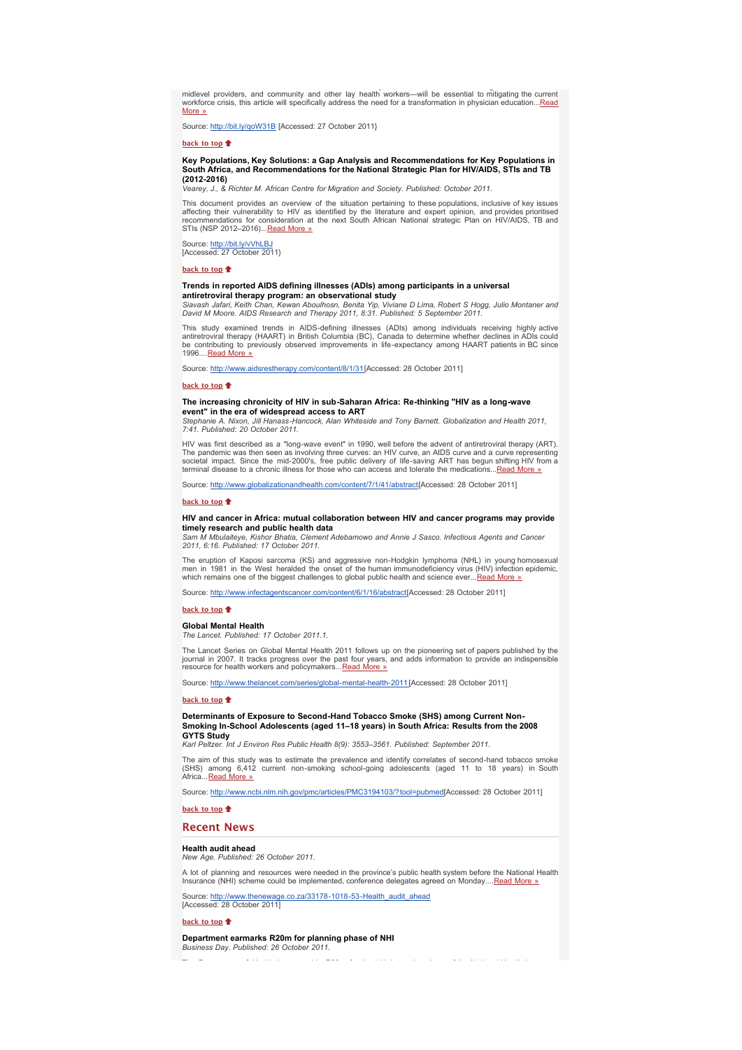midlevel providers, and community and other lay health workers—will be essential to mitigating the current workforce crisis, this article will specifically address the need for a transformation in physician education...Read More »

Source: http://bit.ly/qoW31B [Accessed: 27 October 2011}

back to top

**Key Populations, Key Solutions: a Gap Analysis and Recommendations for Key Populations in South Africa, and Recommendations for the National Strategic Plan for HIV/AIDS, STIs and TB (2012-2016)**
*Vearey, J., & Richter M. African Centre for Migration and Society. Published: October 2011.*

This document provides an overview of the situation pertaining to these populations, inclusive of key issues affecting their vulnerability to HIV as identified by the literature and expert opinion, and provides prioritised recommendations for consideration at the next South African National strategic Plan on HIV/AIDS, TB and STIs (NSP 2012–2016)...Read More »

Source: http://bit.ly/vVhLBJ
[Accessed: 27 October 2011}

back to top

**Trends in reported AIDS defining illnesses (ADIs) among participants in a universal antiretroviral therapy program: an observational study**
*Siavash Jafari, Keith Chan, Kewan Aboulhosn, Benita Yip, Viviane D Lima, Robert S Hogg, Julio Montaner and David M Moore. AIDS Research and Therapy 2011, 8:31. Published: 5 September 2011.*

This study examined trends in AIDS-defining illnesses (ADIs) among individuals receiving highly active antiretroviral therapy (HAART) in British Columbia (BC), Canada to determine whether declines in ADIs could be contributing to previously observed improvements in life-expectancy among HAART patients in BC since 1996....Read More »

Source: http://www.aidsrestherapy.com/content/8/1/31 [Accessed: 28 October 2011]

back to top

**The increasing chronicity of HIV in sub-Saharan Africa: Re-thinking "HIV as a long-wave event" in the era of widespread access to ART**
*Stephanie A. Nixon, Jill Hanass-Hancock, Alan Whiteside and Tony Barnett. Globalization and Health 2011, 7:41. Published: 20 October 2011.*

HIV was first described as a "long-wave event" in 1990, well before the advent of antiretroviral therapy (ART). The pandemic was then seen as involving three curves: an HIV curve, an AIDS curve and a curve representing societal impact. Since the mid-2000's, free public delivery of life-saving ART has begun shifting HIV from a terminal disease to a chronic illness for those who can access and tolerate the medications...Read More »

Source: http://www.globalizationandhealth.com/content/7/1/41/abstract [Accessed: 28 October 2011]

back to top

**HIV and cancer in Africa: mutual collaboration between HIV and cancer programs may provide timely research and public health data**
*Sam M Mbulaiteye, Kishor Bhatia, Clement Adebamowo and Annie J Sasco. Infectious Agents and Cancer 2011, 6:16. Published: 17 October 2011.*

The eruption of Kaposi sarcoma (KS) and aggressive non-Hodgkin lymphoma (NHL) in young homosexual men in 1981 in the West heralded the onset of the human immunodeficiency virus (HIV) infection epidemic, which remains one of the biggest challenges to global public health and science ever...Read More »

Source: http://www.infectagentscancer.com/content/6/1/16/abstract [Accessed: 28 October 2011]

back to top

**Global Mental Health**
*The Lancet. Published: 17 October 2011.1.*

The Lancet Series on Global Mental Health 2011 follows up on the pioneering set of papers published by the journal in 2007. It tracks progress over the past four years, and adds information to provide an indispensible resource for health workers and policymakers...Read More »

Source: http://www.thelancet.com/series/global-mental-health-2011 [Accessed: 28 October 2011]

back to top

**Determinants of Exposure to Second-Hand Tobacco Smoke (SHS) among Current Non-Smoking In-School Adolescents (aged 11–18 years) in South Africa: Results from the 2008 GYTS Study**
*Karl Peltzer. Int J Environ Res Public Health 8(9): 3553–3561. Published: September 2011.*

The aim of this study was to estimate the prevalence and identify correlates of second-hand tobacco smoke (SHS) among 6,412 current non-smoking school-going adolescents (aged 11 to 18 years) in South Africa...Read More »

Source: http://www.ncbi.nlm.nih.gov/pmc/articles/PMC3194103/?tool=pubmed [Accessed: 28 October 2011]

back to top

## Recent News

**Health audit ahead**
*New Age. Published: 26 October 2011.*

A lot of planning and resources were needed in the province's public health system before the National Health Insurance (NHI) scheme could be implemented, conference delegates agreed on Monday....Read More »

Source: http://www.thenewage.co.za/33178-1018-53-Health_audit_ahead
[Accessed: 28 October 2011]

back to top

**Department earmarks R20m for planning phase of NHI**
*Business Day. Published: 26 October 2011.*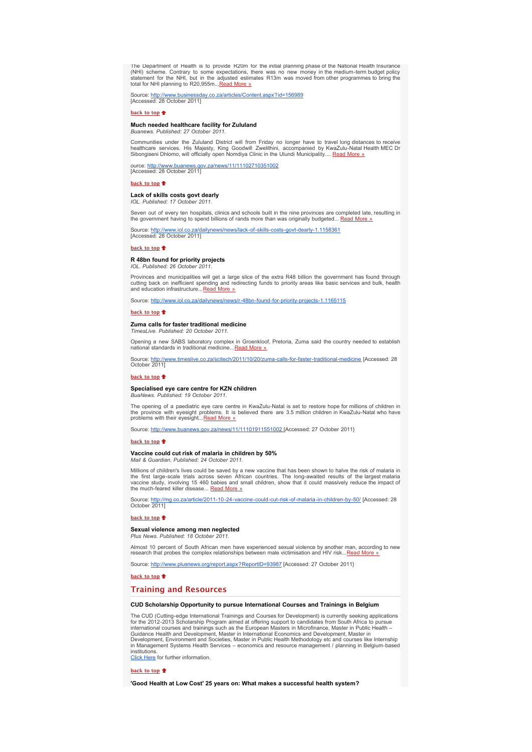The Department of Health is to provide R20m for the initial planning phase of the National Health Insurance (NHI) scheme. Contrary to some expectations, there was no new money in the medium-term budget policy statement for the NHI, but in the adjusted estimates R13m was moved from other programmes to bring the total for NHI planning to R20,955m...Read More »

Source: http://www.businessday.co.za/articles/Content.aspx?id=156989
[Accessed: 28 October 2011]

**back to top**

### Much needed healthcare facility for Zululand

*Buanews. Published: 27 October 2011.*

Communities under the Zululand District will from Friday no longer have to travel long distances to receive healthcare services. His Majesty, King Goodwill Zwelithini, accompanied by KwaZulu-Natal Health MEC Dr Sibongiseni Dhlomo, will officially open Nomdiya Clinic in the Ulundi Municipality.... Read More »

ource: http://www.buanews.gov.za/news/11/11102710351002
[Accessed: 28 October 2011]

**back to top**

### Lack of skills costs govt dearly

*IOL. Published: 17 October 2011.*

Seven out of every ten hospitals, clinics and schools built in the nine provinces are completed late, resulting in the government having to spend billions of rands more than was originally budgeted... Read More »

Source: http://www.iol.co.za/dailynews/news/lack-of-skills-costs-govt-dearly-1.1158361
[Accessed: 28 October 2011]

**back to top**

### R 48bn found for priority projects

*IOL. Published: 26 October 2011.*

Provinces and municipalities will get a large slice of the extra R48 billion the government has found through cutting back on inefficient spending and redirecting funds to priority areas like basic services and bulk, health and education infrastructure...Read More »

Source: http://www.iol.co.za/dailynews/news/r-48bn-found-for-priority-projects-1.1165115

**back to top**

### Zuma calls for faster traditional medicine

*TimesLive. Published: 20 October 2011.*

Opening a new SABS laboratory complex in Groenkloof, Pretoria, Zuma said the country needed to establish national standards in traditional medicine...Read More »

Source: http://www.timeslive.co.za/scitech/2011/10/20/zuma-calls-for-faster-traditional-medicine [Accessed: 28 October 2011]

**back to top**

### Specialised eye care centre for KZN children

*BuaNews. Published: 19 October 2011.*

The opening of a paediatric eye care centre in KwaZulu-Natal is set to restore hope for millions of children in the province with eyesight problems. It is believed there are 3.5 million children in KwaZulu-Natal who have problems with their eyesight...Read More »

Source: http://www.buanews.gov.za/news/11/11101911551002 [Accessed: 27 October 2011}

**back to top**

### Vaccine could cut risk of malaria in children by 50%

*Mail & Guardian. Published: 24 October 2011.*

Millions of children's lives could be saved by a new vaccine that has been shown to halve the risk of malaria in the first large-scale trials across seven African countries. The long-awaited results of the largest malaria vaccine study, involving 15 460 babies and small children, show that it could massively reduce the impact of the much-feared killer disease... Read More »

Source: http://mg.co.za/article/2011-10-24-vaccine-could-cut-risk-of-malaria-in-children-by-50/ [Accessed: 28 October 2011]

**back to top**

### Sexual violence among men neglected

*Plus News. Published: 18 October 2011.*

Almost 10 percent of South African men have experienced sexual violence by another man, according to new research that probes the complex relationships between male victimisation and HIV risk...Read More »

Source: http://www.plusnews.org/report.aspx?ReportID=93987 [Accessed: 27 October 2011}

**back to top**

## Training and Resources

### CUD Scholarship Opportunity to pursue International Courses and Trainings in Belgium

The CUD (Cutting-edge International Trainings and Courses for Development) is currently seeking applications for the 2012-2013 Scholarship Program aimed at offering support to candidates from South Africa to pursue international courses and trainings such as the European Masters in Microfinance, Master in Public Health – Guidance Health and Development, Master in International Economics and Development, Master in Development, Environment and Societies, Master in Public Health Methodology etc and courses like Internship in Management Systems Health Services – economics and resource management / planning in Belgium-based institutions.
Click Here for further information.

**back to top**

### 'Good Health at Low Cost' 25 years on: What makes a successful health system?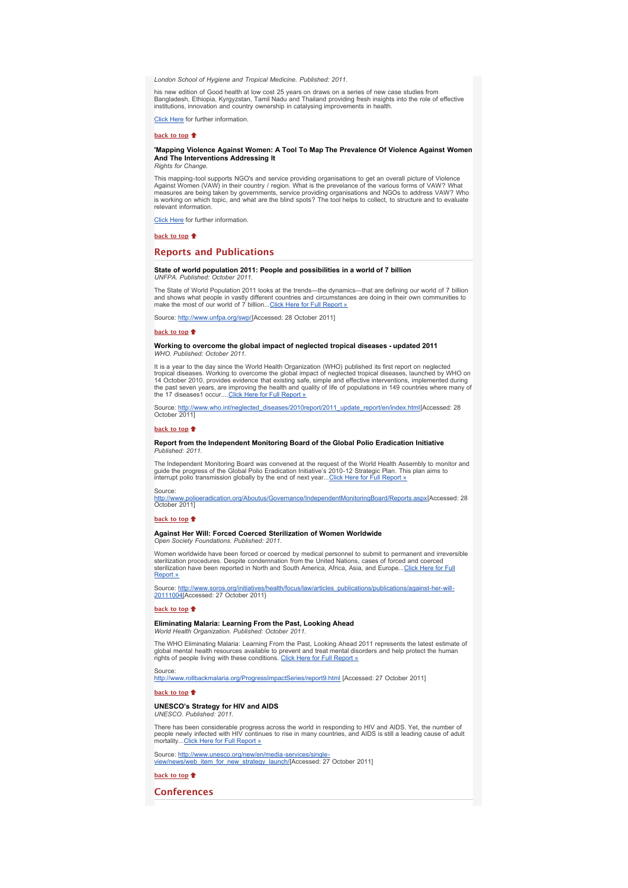*London School of Hygiene and Tropical Medicine. Published: 2011.*

his new edition of Good health at low cost 25 years on draws on a series of new case studies from Bangladesh, Ethiopia, Kyrgyzstan, Tamil Nadu and Thailand providing fresh insights into the role of effective institutions, innovation and country ownership in catalysing improvements in health.

Click Here for further information.

**back to top**

### 'Mapping Violence Against Women: A Tool To Map The Prevalence Of Violence Against Women And The Interventions Addressing It

*Rights for Change.*

This mapping-tool supports NGO's and service providing organisations to get an overall picture of Violence Against Women (VAW) in their country / region. What is the prevalence of the various forms of VAW? What measures are being taken by governments, service providing organisations and NGOs to address VAW? Who is working on which topic, and what are the blind spots? The tool helps to collect, to structure and to evaluate relevant information.

Click Here for further information.

**back to top**

## Reports and Publications

### State of world population 2011: People and possibilities in a world of 7 billion

*UNFPA. Published: October 2011.*

The State of World Population 2011 looks at the trends—the dynamics—that are defining our world of 7 billion and shows what people in vastly different countries and circumstances are doing in their own communities to make the most of our world of 7 billion...Click Here for Full Report »

Source: http://www.unfpa.org/swp/[Accessed: 28 October 2011]

**back to top**

### Working to overcome the global impact of neglected tropical diseases - updated 2011

*WHO. Published: October 2011.*

It is a year to the day since the World Health Organization (WHO) published its first report on neglected tropical diseases. Working to overcome the global impact of neglected tropical diseases, launched by WHO on 14 October 2010, provides evidence that existing safe, simple and effective interventions, implemented during the past seven years, are improving the health and quality of life of populations in 149 countries where many of the 17 diseases1 occur....Click Here for Full Report »

Source: http://www.who.int/neglected_diseases/2010report/2011_update_report/en/index.html[Accessed: 28 October 2011]

**back to top**

### Report from the Independent Monitoring Board of the Global Polio Eradication Initiative

*Published: 2011.*

The Independent Monitoring Board was convened at the request of the World Health Assembly to monitor and guide the progress of the Global Polio Eradication Initiative's 2010-12 Strategic Plan. This plan aims to interrupt polio transmission globally by the end of next year...Click Here for Full Report »

Source: http://www.polioeradication.org/Aboutus/Governance/IndependentMonitoringBoard/Reports.aspx[Accessed: 28 October 2011]

**back to top**

### Against Her Will: Forced Coerced Sterilization of Women Worldwide

*Open Society Foundations. Published: 2011.*

Women worldwide have been forced or coerced by medical personnel to submit to permanent and irreversible sterilization procedures. Despite condemnation from the United Nations, cases of forced and coerced sterilization have been reported in North and South America, Africa, Asia, and Europe...Click Here for Full Report »

Source: http://www.soros.org/initiatives/health/focus/law/articles_publications/publications/against-her-will-20111004[Accessed: 27 October 2011}

**back to top**

### Eliminating Malaria: Learning From the Past, Looking Ahead

*World Health Organization. Published: October 2011.*

The WHO Eliminating Malaria: Learning From the Past, Looking Ahead 2011 represents the latest estimate of global mental health resources available to prevent and treat mental disorders and help protect the human rights of people living with these conditions. Click Here for Full Report »

Source: http://www.rollbackmalaria.org/ProgressImpactSeries/report9.html [Accessed: 27 October 2011]

**back to top**

### UNESCO's Strategy for HIV and AIDS

*UNESCO. Published: 2011.*

There has been considerable progress across the world in responding to HIV and AIDS. Yet, the number of people newly infected with HIV continues to rise in many countries, and AIDS is still a leading cause of adult mortality...Click Here for Full Report »

Source: http://www.unesco.org/new/en/media-services/single-view/news/web_item_for_new_strategy_launch/[Accessed: 27 October 2011]

**back to top**

## Conferences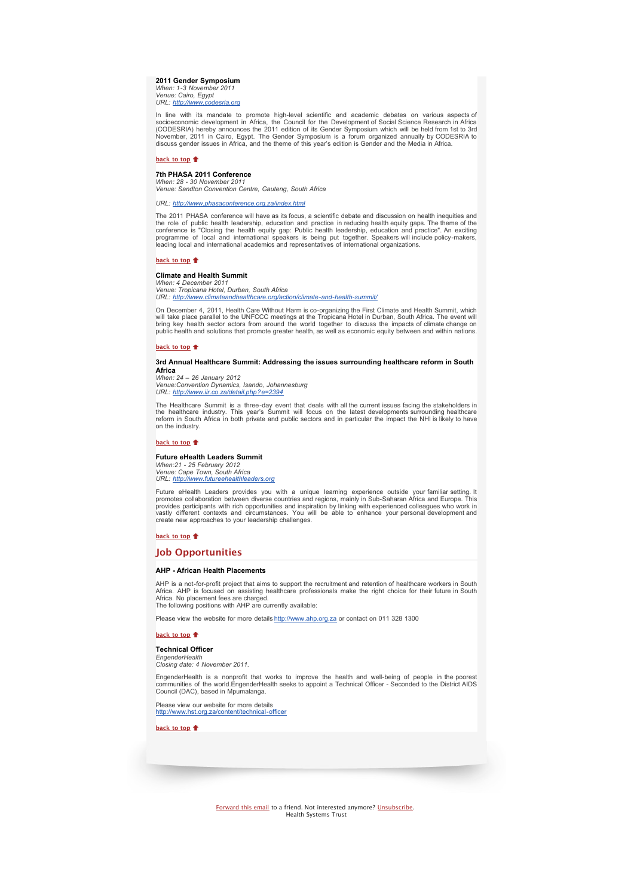### 2011 Gender Symposium

*When: 1-3 November 2011*
*Venue: Cairo, Egypt*
*URL: http://www.codesria.org*

In line with its mandate to promote high-level scientific and academic debates on various aspects of socioeconomic development in Africa, the Council for the Development of Social Science Research in Africa (CODESRIA) hereby announces the 2011 edition of its Gender Symposium which will be held from 1st to 3rd November, 2011 in Cairo, Egypt. The Gender Symposium is a forum organized annually by CODESRIA to discuss gender issues in Africa, and the theme of this year's edition is Gender and the Media in Africa.

**back to top**

### 7th PHASA 2011 Conference

*When: 28 - 30 November 2011*
*Venue: Sandton Convention Centre, Gauteng, South Africa*

*URL: http://www.phasaconference.org.za/index.html*

The 2011 PHASA conference will have as its focus, a scientific debate and discussion on health inequities and the role of public health leadership, education and practice in reducing health equity gaps. The theme of the conference is "Closing the health equity gap: Public health leadership, education and practice". An exciting programme of local and international speakers is being put together. Speakers will include policy-makers, leading local and international academics and representatives of international organizations.

**back to top**

### Climate and Health Summit

*When: 4 December 2011*
*Venue: Tropicana Hotel, Durban, South Africa*
*URL: http://www.climateandhealthcare.org/action/climate-and-health-summit/*

On December 4, 2011, Health Care Without Harm is co-organizing the First Climate and Health Summit, which will take place parallel to the UNFCCC meetings at the Tropicana Hotel in Durban, South Africa. The event will bring key health sector actors from around the world together to discuss the impacts of climate change on public health and solutions that promote greater health, as well as economic equity between and within nations.

**back to top**

### 3rd Annual Healthcare Summit: Addressing the issues surrounding healthcare reform in South Africa

*When: 24 – 26 January 2012*
*Venue:Convention Dynamics, Isando, Johannesburg*
*URL: http://www.iir.co.za/detail.php?e=2394*

The Healthcare Summit is a three-day event that deals with all the current issues facing the stakeholders in the healthcare industry. This year's Summit will focus on the latest developments surrounding healthcare reform in South Africa in both private and public sectors and in particular the impact the NHI is likely to have on the industry.

**back to top**

### Future eHealth Leaders Summit

*When:21 - 25 February 2012*
*Venue: Cape Town, South Africa*
*URL: http://www.futureehealthleaders.org*

Future eHealth Leaders provides you with a unique learning experience outside your familiar setting. It promotes collaboration between diverse countries and regions, mainly in Sub-Saharan Africa and Europe. This provides participants with rich opportunities and inspiration by linking with experienced colleagues who work in vastly different contexts and circumstances. You will be able to enhance your personal development and create new approaches to your leadership challenges.

**back to top**

## Job Opportunities

### AHP - African Health Placements

AHP is a not-for-profit project that aims to support the recruitment and retention of healthcare workers in South Africa. AHP is focused on assisting healthcare professionals make the right choice for their future in South Africa. No placement fees are charged.
The following positions with AHP are currently available:

Please view the website for more details http://www.ahp.org.za or contact on 011 328 1300

**back to top**

### Technical Officer

*EngenderHealth*
*Closing date: 4 November 2011.*

EngenderHealth is a nonprofit that works to improve the health and well-being of people in the poorest communities of the world.EngenderHealth seeks to appoint a Technical Officer - Seconded to the District AIDS Council (DAC), based in Mpumalanga.

Please view our website for more details
http://www.hst.org.za/content/technical-officer

**back to top**

Forward this email to a friend. Not interested anymore? Unsubscribe.
Health Systems Trust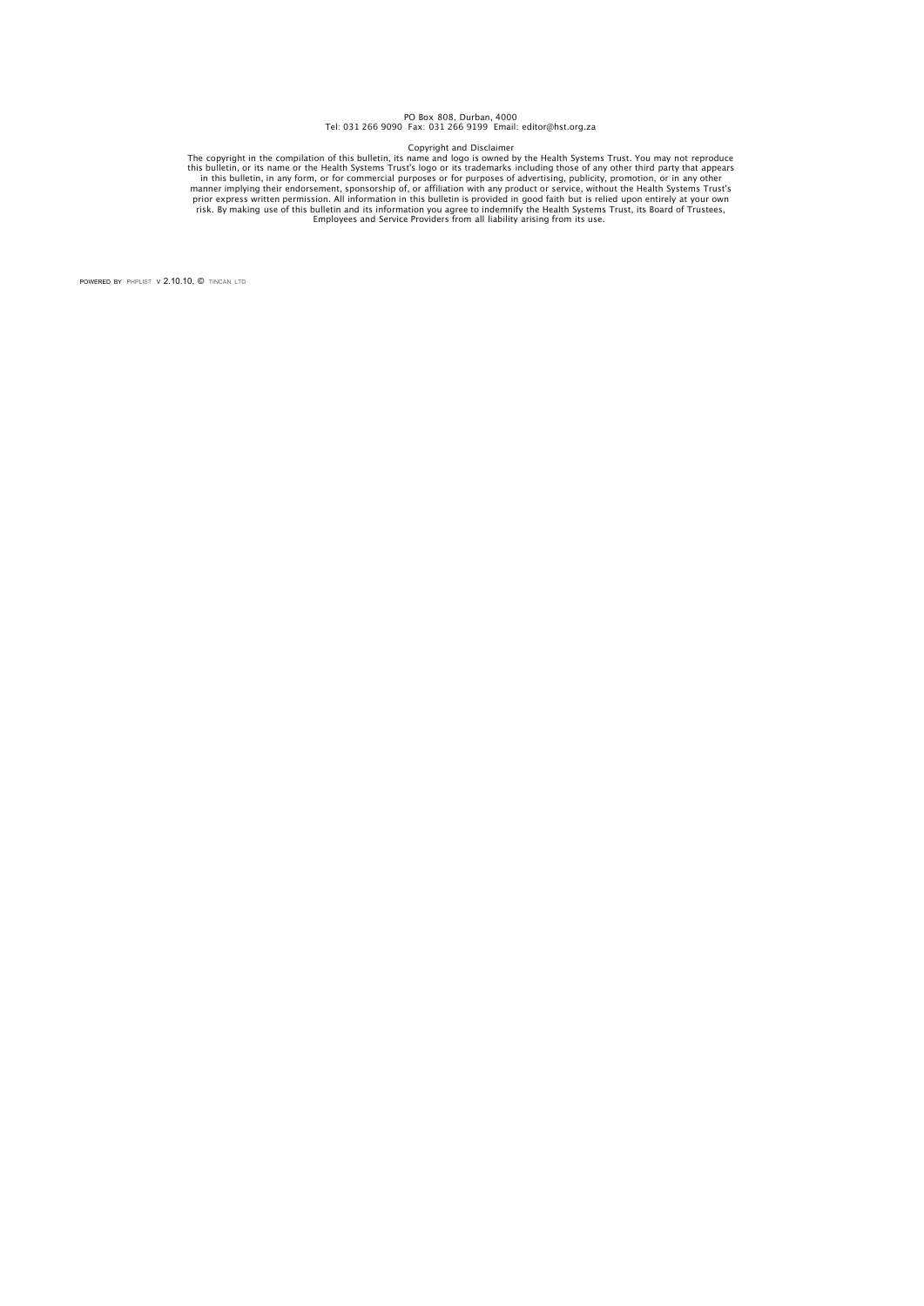PO Box 808, Durban, 4000
Tel: 031 266 9090 Fax: 031 266 9199 Email: editor@hst.org.za

Copyright and Disclaimer

The copyright in the compilation of this bulletin, its name and logo is owned by the Health Systems Trust. You may not reproduce this bulletin, or its name or the Health Systems Trust's logo or its trademarks including those of any other third party that appears in this bulletin, in any form, or for commercial purposes or for purposes of advertising, publicity, promotion, or in any other manner implying their endorsement, sponsorship of, or affiliation with any product or service, without the Health Systems Trust's prior express written permission. All information in this bulletin is provided in good faith but is relied upon entirely at your own risk. By making use of this bulletin and its information you agree to indemnify the Health Systems Trust, its Board of Trustees, Employees and Service Providers from all liability arising from its use.

POWERED BY PHPLIST V 2.10.10, © TINCAN LTD